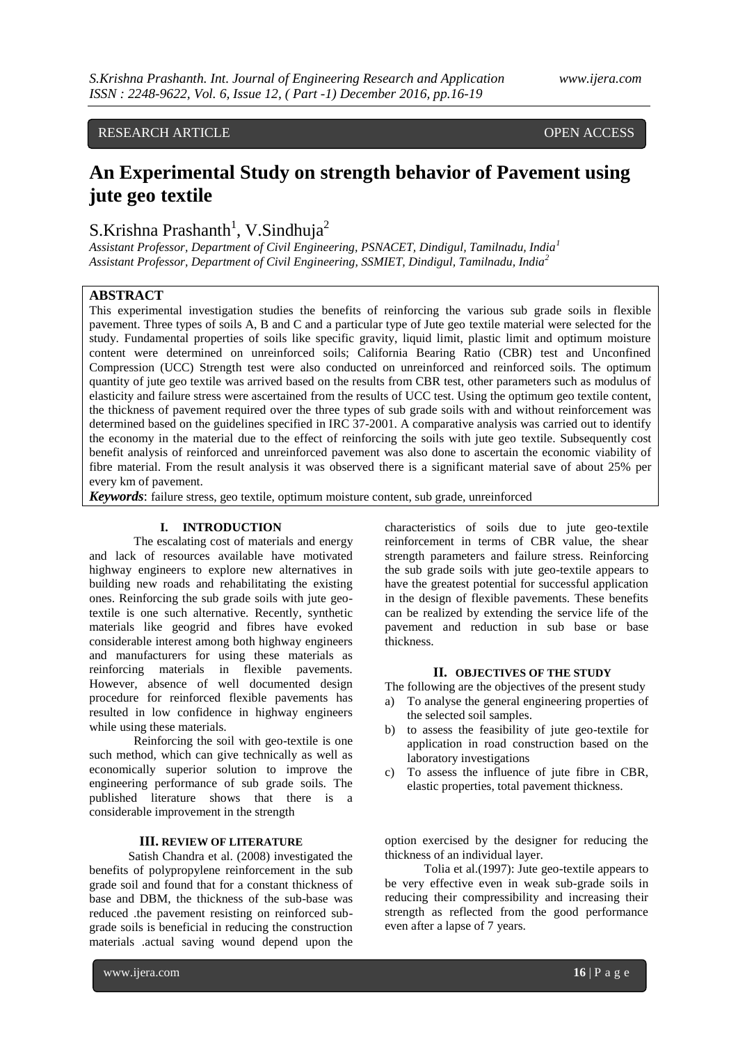RESEARCH ARTICLE OPEN ACCESS

# An Experimental Study on strength behavior of Pavement using jute geo textile

S.Krishna Prashanth[1], V.Sindhuja[2]

*Assistant Professor, Department of Civil Engineering, PSNACET, Dindigul, Tamilnadu, India[1]*
*Assistant Professor, Department of Civil Engineering, SSMIET, Dindigul, Tamilnadu, India[2]*

## ABSTRACT

This experimental investigation studies the benefits of reinforcing the various sub grade soils in flexible pavement. Three types of soils A, B and C and a particular type of Jute geo textile material were selected for the study. Fundamental properties of soils like specific gravity, liquid limit, plastic limit and optimum moisture content were determined on unreinforced soils; California Bearing Ratio (CBR) test and Unconfined Compression (UCC) Strength test were also conducted on unreinforced and reinforced soils. The optimum quantity of jute geo textile was arrived based on the results from CBR test, other parameters such as modulus of elasticity and failure stress were ascertained from the results of UCC test. Using the optimum geo textile content, the thickness of pavement required over the three types of sub grade soils with and without reinforcement was determined based on the guidelines specified in IRC 37-2001. A comparative analysis was carried out to identify the economy in the material due to the effect of reinforcing the soils with jute geo textile. Subsequently cost benefit analysis of reinforced and unreinforced pavement was also done to ascertain the economic viability of fibre material. From the result analysis it was observed there is a significant material save of about 25% per every km of pavement.

***Keywords***: failure stress, geo textile, optimum moisture content, sub grade, unreinforced

## I. INTRODUCTION

The escalating cost of materials and energy and lack of resources available have motivated highway engineers to explore new alternatives in building new roads and rehabilitating the existing ones. Reinforcing the sub grade soils with jute geo-textile is one such alternative. Recently, synthetic materials like geogrid and fibres have evoked considerable interest among both highway engineers and manufacturers for using these materials as reinforcing materials in flexible pavements. However, absence of well documented design procedure for reinforced flexible pavements has resulted in low confidence in highway engineers while using these materials.

Reinforcing the soil with geo-textile is one such method, which can give technically as well as economically superior solution to improve the engineering performance of sub grade soils. The published literature shows that there is a considerable improvement in the strength characteristics of soils due to jute geo-textile reinforcement in terms of CBR value, the shear strength parameters and failure stress. Reinforcing the sub grade soils with jute geo-textile appears to have the greatest potential for successful application in the design of flexible pavements. These benefits can be realized by extending the service life of the pavement and reduction in sub base or base thickness.

## II. OBJECTIVES OF THE STUDY

The following are the objectives of the present study

a) To analyse the general engineering properties of the selected soil samples.
b) to assess the feasibility of jute geo-textile for application in road construction based on the laboratory investigations
c) To assess the influence of jute fibre in CBR, elastic properties, total pavement thickness.

## III. REVIEW OF LITERATURE

Satish Chandra et al. (2008) investigated the benefits of polypropylene reinforcement in the sub grade soil and found that for a constant thickness of base and DBM, the thickness of the sub-base was reduced .the pavement resisting on reinforced sub-grade soils is beneficial in reducing the construction materials .actual saving wound depend upon the option exercised by the designer for reducing the thickness of an individual layer.

Tolia et al.(1997): Jute geo-textile appears to be very effective even in weak sub-grade soils in reducing their compressibility and increasing their strength as reflected from the good performance even after a lapse of 7 years.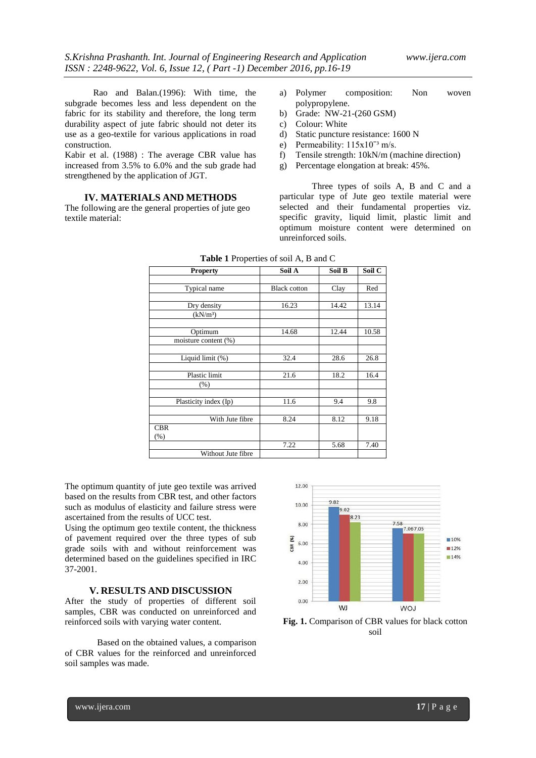Rao and Balan.(1996): With time, the subgrade becomes less and less dependent on the fabric for its stability and therefore, the long term durability aspect of jute fabric should not deter its use as a geo-textile for various applications in road construction.

Kabir et al. (1988) : The average CBR value has increased from 3.5% to 6.0% and the sub grade had strengthened by the application of JGT.

## IV. MATERIALS AND METHODS

The following are the general properties of jute geo textile material:

a) Polymer composition: Non woven polypropylene.
b) Grade: NW-21-(260 GSM)
c) Colour: White
d) Static puncture resistance: 1600 N
e) Permeability: $115 \times 10^{-3}$ m/s.
f) Tensile strength: 10kN/m (machine direction)
g) Percentage elongation at break: 45%.

Three types of soils A, B and C and a particular type of Jute geo textile material were selected and their fundamental properties viz. specific gravity, liquid limit, plastic limit and optimum moisture content were determined on unreinforced soils.

**Table 1** Properties of soil A, B and C

| Property | | Soil A | Soil B | Soil C |
|---|---|---|---|---|
| Typical name | | Black cotton | Clay | Red |
| Dry density ($kN/m^3$) | | 16.23 | 14.42 | 13.14 |
| Optimum moisture content (%) | | 14.68 | 12.44 | 10.58 |
| Liquid limit (%) | | 32.4 | 28.6 | 26.8 |
| Plastic limit (%) | | 21.6 | 18.2 | 16.4 |
| Plasticity index (Ip) | | 11.6 | 9.4 | 9.8 |
| CBR (%) | With Jute fibre | 8.24 | 8.12 | 9.18 |
| | Without Jute fibre | 7.22 | 5.68 | 7.40 |

The optimum quantity of jute geo textile was arrived based on the results from CBR test, and other factors such as modulus of elasticity and failure stress were ascertained from the results of UCC test.

Using the optimum geo textile content, the thickness of pavement required over the three types of sub grade soils with and without reinforcement was determined based on the guidelines specified in IRC 37-2001.

## V. RESULTS AND DISCUSSION

After the study of properties of different soil samples, CBR was conducted on unreinforced and reinforced soils with varying water content.

Based on the obtained values, a comparison of CBR values for the reinforced and unreinforced soil samples was made.

**Fig. 1.** Comparison of CBR values for black cotton soil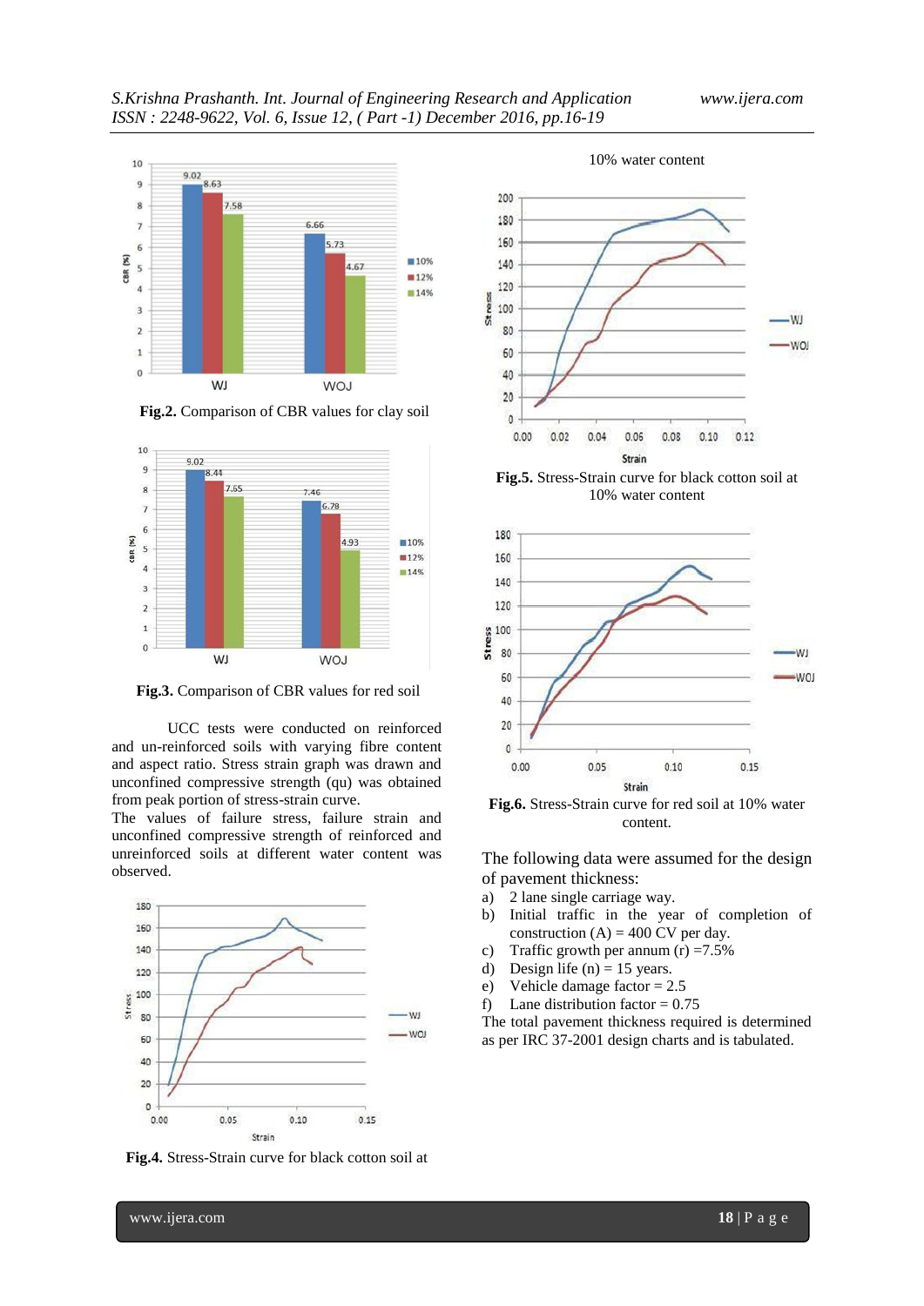**Fig.2.** Comparison of CBR values for clay soil

**Fig.3.** Comparison of CBR values for red soil

UCC tests were conducted on reinforced and un-reinforced soils with varying fibre content and aspect ratio. Stress strain graph was drawn and unconfined compressive strength (qu) was obtained from peak portion of stress-strain curve.

The values of failure stress, failure strain and unconfined compressive strength of reinforced and unreinforced soils at different water content was observed.

**Fig.4.** Stress-Strain curve for black cotton soil at

10% water content

**Fig.5.** Stress-Strain curve for black cotton soil at 10% water content

**Fig.6.** Stress-Strain curve for red soil at 10% water content.

The following data were assumed for the design of pavement thickness:

a) 2 lane single carriage way.
b) Initial traffic in the year of completion of construction (A) = 400 CV per day.
c) Traffic growth per annum (r) =7.5%
d) Design life (n) = 15 years.
e) Vehicle damage factor = 2.5
f) Lane distribution factor = 0.75

The total pavement thickness required is determined as per IRC 37-2001 design charts and is tabulated.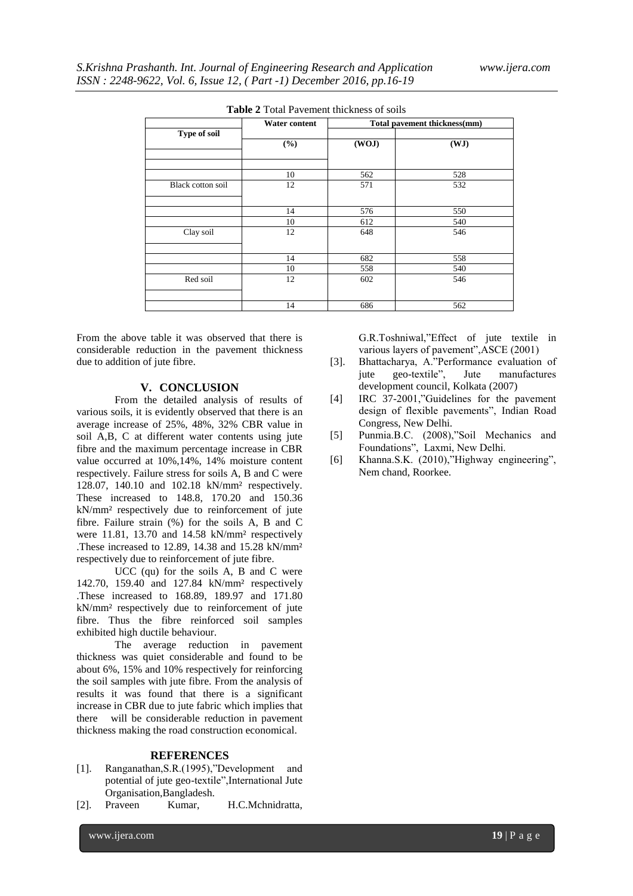**Table 2** Total Pavement thickness of soils

| Type of soil | Water content (%) | Total pavement thickness(mm) (WOJ) | (WJ) |
|---|---|---|---|
| | 10 | 562 | 528 |
| Black cotton soil | 12 | 571 | 532 |
| | 14 | 576 | 550 |
| | 10 | 612 | 540 |
| Clay soil | 12 | 648 | 546 |
| | 14 | 682 | 558 |
| | 10 | 558 | 540 |
| Red soil | 12 | 602 | 546 |
| | 14 | 686 | 562 |

From the above table it was observed that there is considerable reduction in the pavement thickness due to addition of jute fibre.

## V. CONCLUSION

From the detailed analysis of results of various soils, it is evidently observed that there is an average increase of 25%, 48%, 32% CBR value in soil A,B, C at different water contents using jute fibre and the maximum percentage increase in CBR value occurred at 10%,14%, 14% moisture content respectively. Failure stress for soils A, B and C were 128.07, 140.10 and 102.18 kN/mm² respectively. These increased to 148.8, 170.20 and 150.36 kN/mm² respectively due to reinforcement of jute fibre. Failure strain (%) for the soils A, B and C were 11.81, 13.70 and 14.58 kN/mm² respectively .These increased to 12.89, 14.38 and 15.28 kN/mm² respectively due to reinforcement of jute fibre.

UCC (qu) for the soils A, B and C were 142.70, 159.40 and 127.84 kN/mm² respectively .These increased to 168.89, 189.97 and 171.80 kN/mm² respectively due to reinforcement of jute fibre. Thus the fibre reinforced soil samples exhibited high ductile behaviour.

The average reduction in pavement thickness was quiet considerable and found to be about 6%, 15% and 10% respectively for reinforcing the soil samples with jute fibre. From the analysis of results it was found that there is a significant increase in CBR due to jute fabric which implies that there will be considerable reduction in pavement thickness making the road construction economical.

## REFERENCES

[1]. Ranganathan,S.R.(1995),"Development and potential of jute geo-textile",International Jute Organisation,Bangladesh.

[2]. Praveen Kumar, H.C.Mchnidratta, G.R.Toshniwal,"Effect of jute textile in various layers of pavement",ASCE (2001)

[3]. Bhattacharya, A."Performance evaluation of jute geo-textile", Jute manufactures development council, Kolkata (2007)

[4] IRC 37-2001,"Guidelines for the pavement design of flexible pavements", Indian Road Congress, New Delhi.

[5] Punmia.B.C. (2008),"Soil Mechanics and Foundations", Laxmi, New Delhi.

[6] Khanna.S.K. (2010),"Highway engineering", Nem chand, Roorkee.